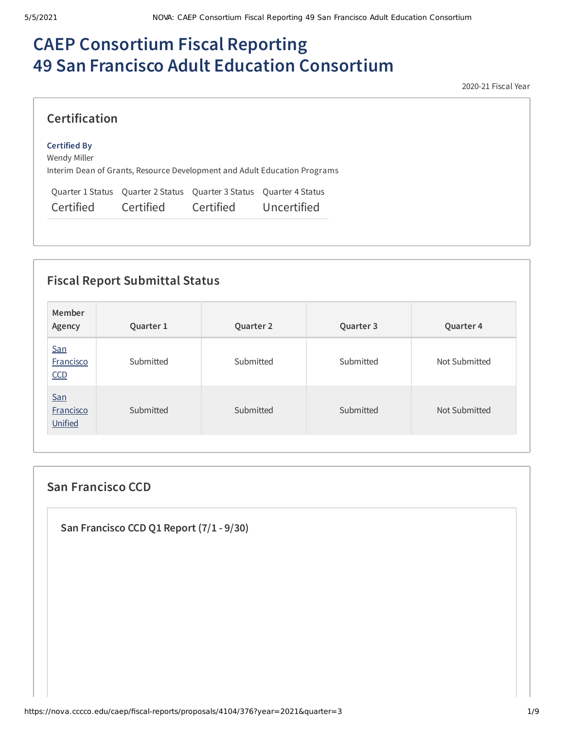# CAEP Consortium Fiscal Reporting
# 49 San Francisco Adult Education Consortium

2020-21 Fiscal Year

## Certification

**Certified By**
Wendy Miller
Interim Dean of Grants, Resource Development and Adult Education Programs

| Quarter 1 Status | Quarter 2 Status | Quarter 3 Status | Quarter 4 Status |
|---|---|---|---|
| Certified | Certified | Certified | Uncertified |

## Fiscal Report Submittal Status

| Member Agency | Quarter 1 | Quarter 2 | Quarter 3 | Quarter 4 |
|---|---|---|---|---|
| San Francisco CCD | Submitted | Submitted | Submitted | Not Submitted |
| San Francisco Unified | Submitted | Submitted | Submitted | Not Submitted |

## San Francisco CCD

### San Francisco CCD Q1 Report (7/1 - 9/30)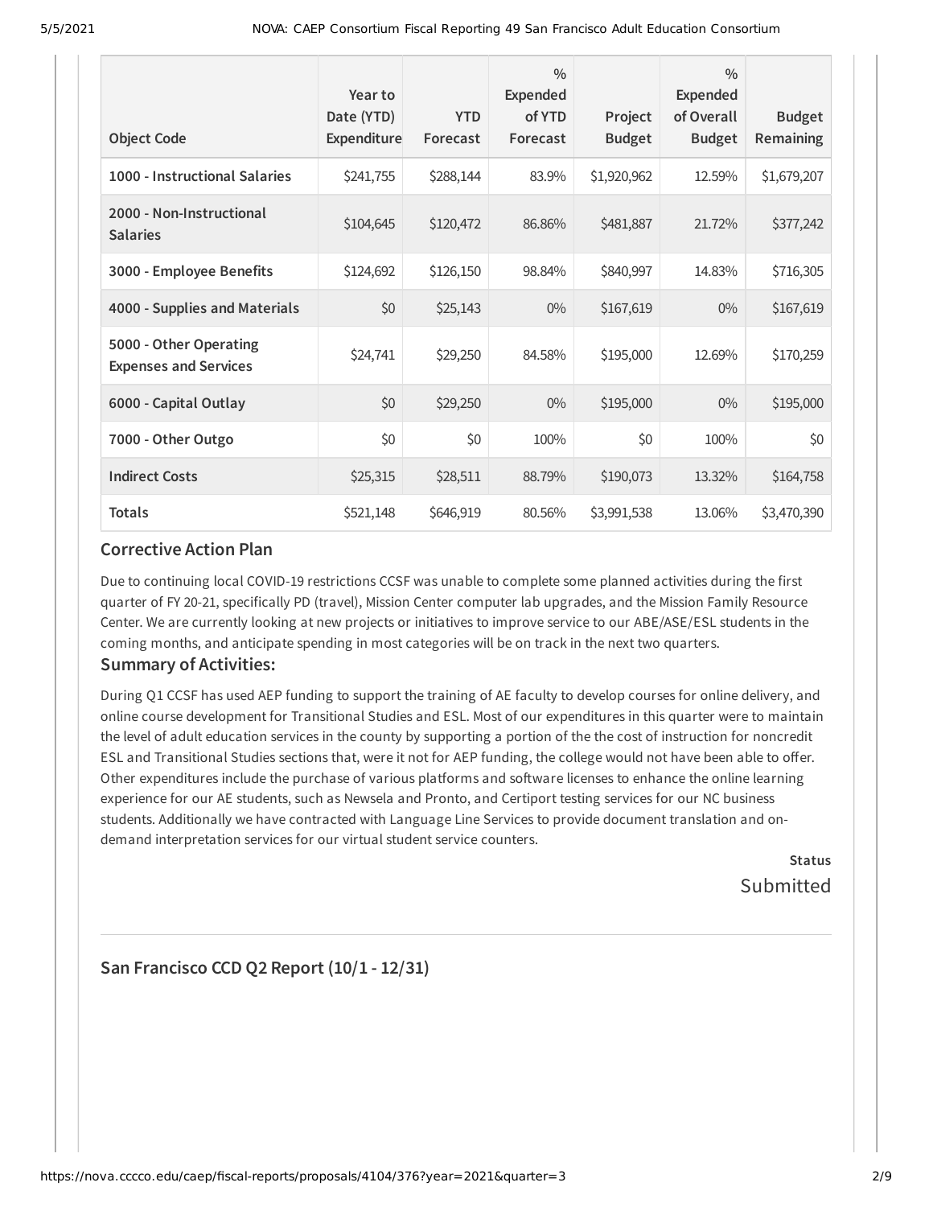| Object Code | Year to Date (YTD) Expenditure | YTD Forecast | % Expended of YTD Forecast | Project Budget | % Expended of Overall Budget | Budget Remaining |
|---|---|---|---|---|---|---|
| **1000 - Instructional Salaries** | $241,755 | $288,144 | 83.9% | $1,920,962 | 12.59% | $1,679,207 |
| **2000 - Non-Instructional Salaries** | $104,645 | $120,472 | 86.86% | $481,887 | 21.72% | $377,242 |
| **3000 - Employee Benefits** | $124,692 | $126,150 | 98.84% | $840,997 | 14.83% | $716,305 |
| **4000 - Supplies and Materials** | $0 | $25,143 | 0% | $167,619 | 0% | $167,619 |
| **5000 - Other Operating Expenses and Services** | $24,741 | $29,250 | 84.58% | $195,000 | 12.69% | $170,259 |
| **6000 - Capital Outlay** | $0 | $29,250 | 0% | $195,000 | 0% | $195,000 |
| **7000 - Other Outgo** | $0 | $0 | 100% | $0 | 100% | $0 |
| **Indirect Costs** | $25,315 | $28,511 | 88.79% | $190,073 | 13.32% | $164,758 |
| **Totals** | $521,148 | $646,919 | 80.56% | $3,991,538 | 13.06% | $3,470,390 |

## Corrective Action Plan

Due to continuing local COVID-19 restrictions CCSF was unable to complete some planned activities during the first quarter of FY 20-21, specifically PD (travel), Mission Center computer lab upgrades, and the Mission Family Resource Center. We are currently looking at new projects or initiatives to improve service to our ABE/ASE/ESL students in the coming months, and anticipate spending in most categories will be on track in the next two quarters.

## Summary of Activities:

During Q1 CCSF has used AEP funding to support the training of AE faculty to develop courses for online delivery, and online course development for Transitional Studies and ESL. Most of our expenditures in this quarter were to maintain the level of adult education services in the county by supporting a portion of the the cost of instruction for noncredit ESL and Transitional Studies sections that, were it not for AEP funding, the college would not have been able to offer. Other expenditures include the purchase of various platforms and software licenses to enhance the online learning experience for our AE students, such as Newsela and Pronto, and Certiport testing services for our NC business students. Additionally we have contracted with Language Line Services to provide document translation and on-demand interpretation services for our virtual student service counters.

**Status**

Submitted

## San Francisco CCD Q2 Report (10/1 - 12/31)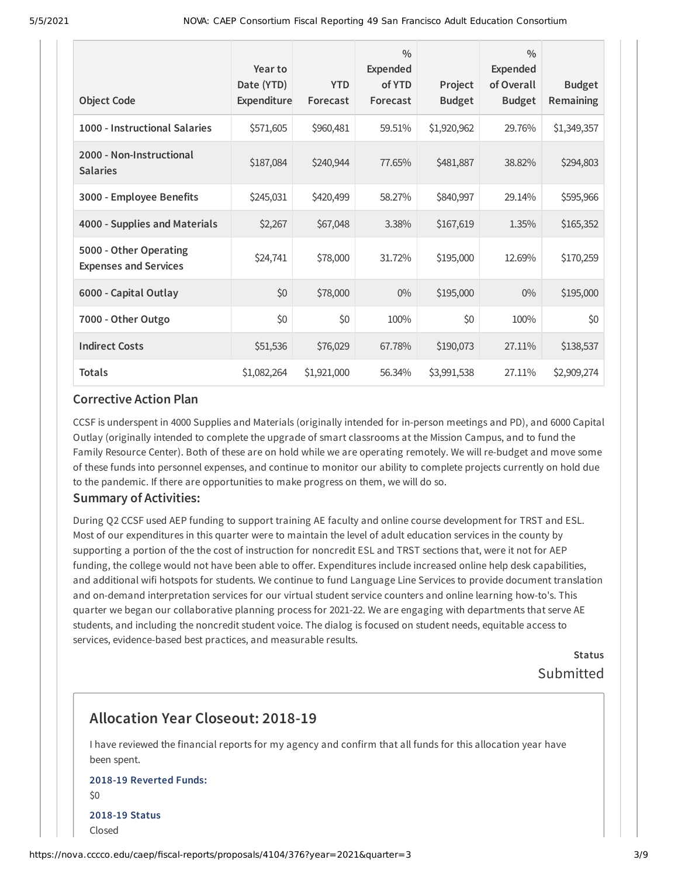| Object Code | Year to Date (YTD) Expenditure | YTD Forecast | % Expended of YTD Forecast | Project Budget | % Expended of Overall Budget | Budget Remaining |
|---|---|---|---|---|---|---|
| 1000 - Instructional Salaries | $571,605 | $960,481 | 59.51% | $1,920,962 | 29.76% | $1,349,357 |
| 2000 - Non-Instructional Salaries | $187,084 | $240,944 | 77.65% | $481,887 | 38.82% | $294,803 |
| 3000 - Employee Benefits | $245,031 | $420,499 | 58.27% | $840,997 | 29.14% | $595,966 |
| 4000 - Supplies and Materials | $2,267 | $67,048 | 3.38% | $167,619 | 1.35% | $165,352 |
| 5000 - Other Operating Expenses and Services | $24,741 | $78,000 | 31.72% | $195,000 | 12.69% | $170,259 |
| 6000 - Capital Outlay | $0 | $78,000 | 0% | $195,000 | 0% | $195,000 |
| 7000 - Other Outgo | $0 | $0 | 100% | $0 | 100% | $0 |
| Indirect Costs | $51,536 | $76,029 | 67.78% | $190,073 | 27.11% | $138,537 |
| Totals | $1,082,264 | $1,921,000 | 56.34% | $3,991,538 | 27.11% | $2,909,274 |

### Corrective Action Plan

CCSF is underspent in 4000 Supplies and Materials (originally intended for in-person meetings and PD), and 6000 Capital Outlay (originally intended to complete the upgrade of smart classrooms at the Mission Campus, and to fund the Family Resource Center). Both of these are on hold while we are operating remotely. We will re-budget and move some of these funds into personnel expenses, and continue to monitor our ability to complete projects currently on hold due to the pandemic. If there are opportunities to make progress on them, we will do so.

### Summary of Activities:

During Q2 CCSF used AEP funding to support training AE faculty and online course development for TRST and ESL. Most of our expenditures in this quarter were to maintain the level of adult education services in the county by supporting a portion of the the cost of instruction for noncredit ESL and TRST sections that, were it not for AEP funding, the college would not have been able to offer. Expenditures include increased online help desk capabilities, and additional wifi hotspots for students. We continue to fund Language Line Services to provide document translation and on-demand interpretation services for our virtual student service counters and online learning how-to's. This quarter we began our collaborative planning process for 2021-22. We are engaging with departments that serve AE students, and including the noncredit student voice. The dialog is focused on student needs, equitable access to services, evidence-based best practices, and measurable results.

**Status**

Submitted

## Allocation Year Closeout: 2018-19

I have reviewed the financial reports for my agency and confirm that all funds for this allocation year have been spent.

**2018-19 Reverted Funds:**

$0

**2018-19 Status**

Closed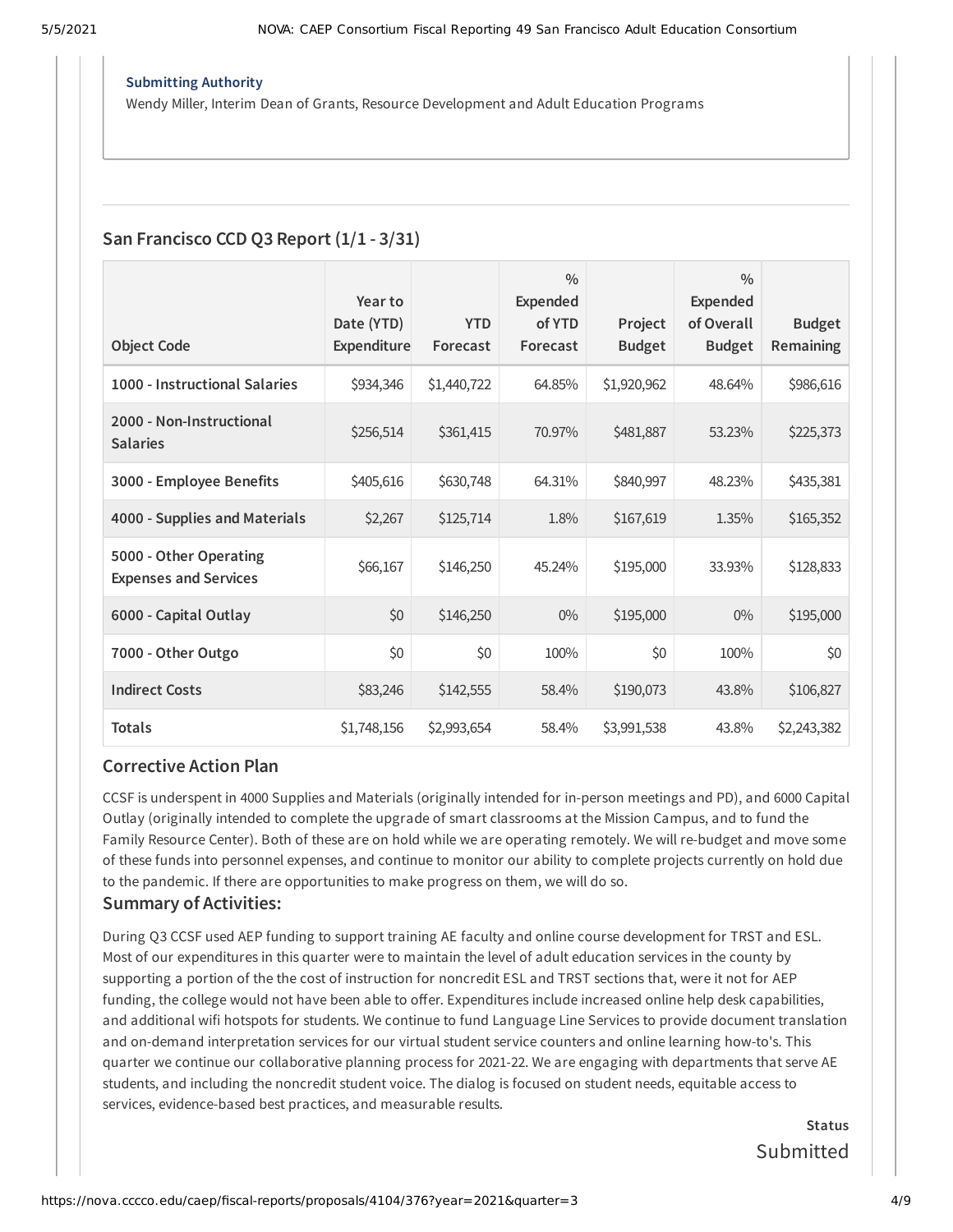**Submitting Authority**

Wendy Miller, Interim Dean of Grants, Resource Development and Adult Education Programs

## San Francisco CCD Q3 Report (1/1 - 3/31)

| Object Code | Year to Date (YTD) Expenditure | YTD Forecast | % Expended of YTD Forecast | Project Budget | % Expended of Overall Budget | Budget Remaining |
|---|---|---|---|---|---|---|
| 1000 - Instructional Salaries | $934,346 | $1,440,722 | 64.85% | $1,920,962 | 48.64% | $986,616 |
| 2000 - Non-Instructional Salaries | $256,514 | $361,415 | 70.97% | $481,887 | 53.23% | $225,373 |
| 3000 - Employee Benefits | $405,616 | $630,748 | 64.31% | $840,997 | 48.23% | $435,381 |
| 4000 - Supplies and Materials | $2,267 | $125,714 | 1.8% | $167,619 | 1.35% | $165,352 |
| 5000 - Other Operating Expenses and Services | $66,167 | $146,250 | 45.24% | $195,000 | 33.93% | $128,833 |
| 6000 - Capital Outlay | $0 | $146,250 | 0% | $195,000 | 0% | $195,000 |
| 7000 - Other Outgo | $0 | $0 | 100% | $0 | 100% | $0 |
| Indirect Costs | $83,246 | $142,555 | 58.4% | $190,073 | 43.8% | $106,827 |
| Totals | $1,748,156 | $2,993,654 | 58.4% | $3,991,538 | 43.8% | $2,243,382 |

### Corrective Action Plan

CCSF is underspent in 4000 Supplies and Materials (originally intended for in-person meetings and PD), and 6000 Capital Outlay (originally intended to complete the upgrade of smart classrooms at the Mission Campus, and to fund the Family Resource Center). Both of these are on hold while we are operating remotely. We will re-budget and move some of these funds into personnel expenses, and continue to monitor our ability to complete projects currently on hold due to the pandemic. If there are opportunities to make progress on them, we will do so.

### Summary of Activities:

During Q3 CCSF used AEP funding to support training AE faculty and online course development for TRST and ESL. Most of our expenditures in this quarter were to maintain the level of adult education services in the county by supporting a portion of the the cost of instruction for noncredit ESL and TRST sections that, were it not for AEP funding, the college would not have been able to offer. Expenditures include increased online help desk capabilities, and additional wifi hotspots for students. We continue to fund Language Line Services to provide document translation and on-demand interpretation services for our virtual student service counters and online learning how-to's. This quarter we continue our collaborative planning process for 2021-22. We are engaging with departments that serve AE students, and including the noncredit student voice. The dialog is focused on student needs, equitable access to services, evidence-based best practices, and measurable results.

**Status**

Submitted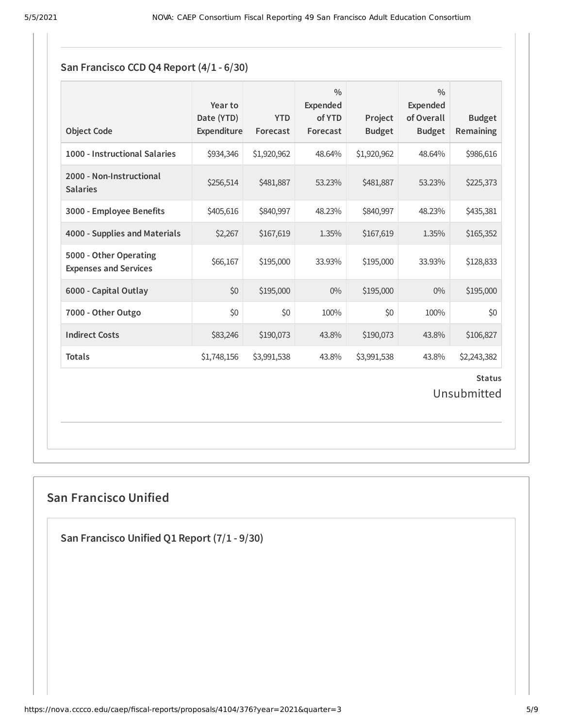### San Francisco CCD Q4 Report (4/1 - 6/30)

| Object Code | Year to Date (YTD) Expenditure | YTD Forecast | % Expended of YTD Forecast | Project Budget | % Expended of Overall Budget | Budget Remaining |
|---|---|---|---|---|---|---|
| 1000 - Instructional Salaries | $934,346 | $1,920,962 | 48.64% | $1,920,962 | 48.64% | $986,616 |
| 2000 - Non-Instructional Salaries | $256,514 | $481,887 | 53.23% | $481,887 | 53.23% | $225,373 |
| 3000 - Employee Benefits | $405,616 | $840,997 | 48.23% | $840,997 | 48.23% | $435,381 |
| 4000 - Supplies and Materials | $2,267 | $167,619 | 1.35% | $167,619 | 1.35% | $165,352 |
| 5000 - Other Operating Expenses and Services | $66,167 | $195,000 | 33.93% | $195,000 | 33.93% | $128,833 |
| 6000 - Capital Outlay | $0 | $195,000 | 0% | $195,000 | 0% | $195,000 |
| 7000 - Other Outgo | $0 | $0 | 100% | $0 | 100% | $0 |
| Indirect Costs | $83,246 | $190,073 | 43.8% | $190,073 | 43.8% | $106,827 |
| Totals | $1,748,156 | $3,991,538 | 43.8% | $3,991,538 | 43.8% | $2,243,382 |

**Status**

Unsubmitted

## San Francisco Unified

### San Francisco Unified Q1 Report (7/1 - 9/30)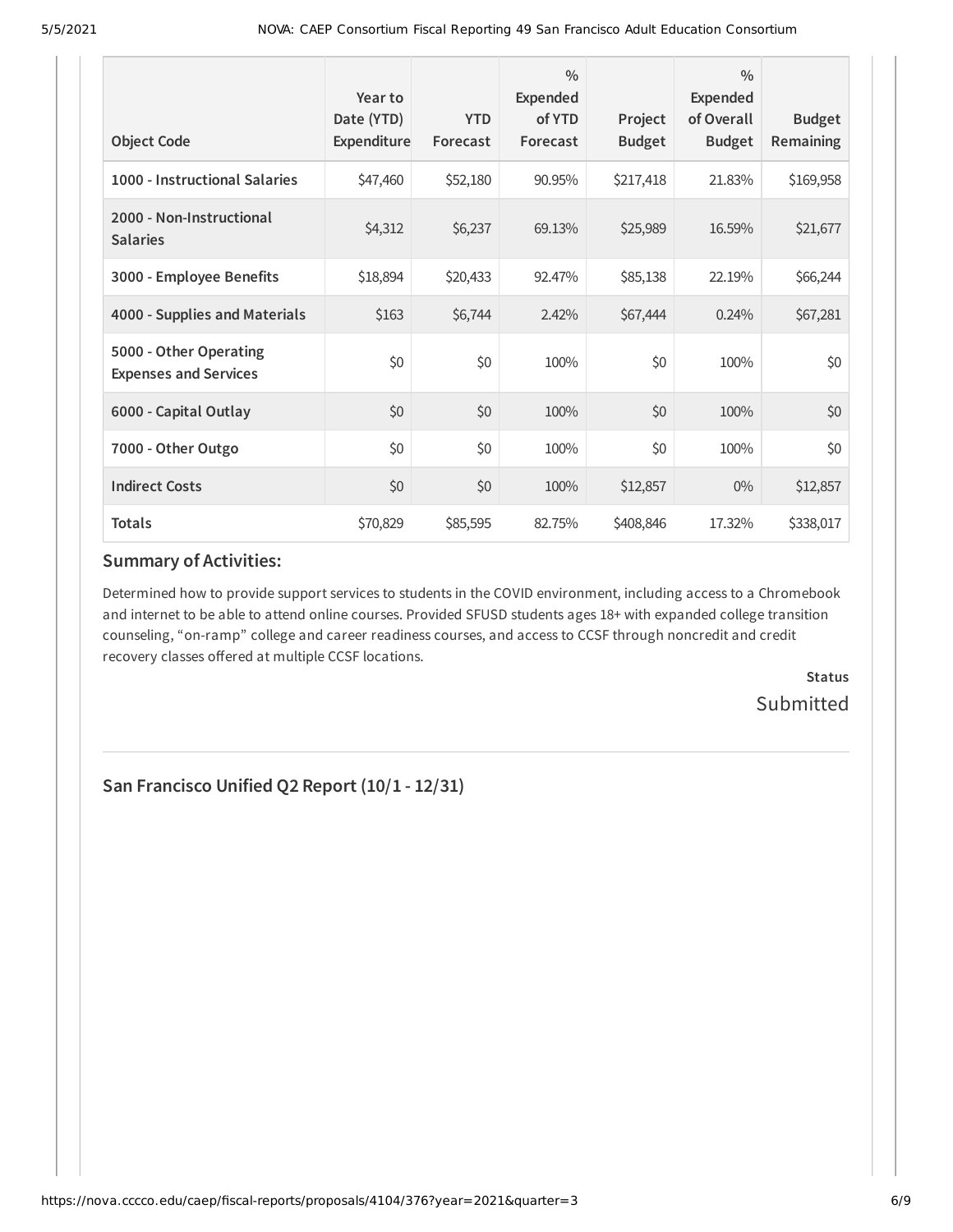| Object Code | Year to Date (YTD) Expenditure | YTD Forecast | % Expended of YTD Forecast | Project Budget | % Expended of Overall Budget | Budget Remaining |
|---|---|---|---|---|---|---|
| **1000 - Instructional Salaries** | $47,460 | $52,180 | 90.95% | $217,418 | 21.83% | $169,958 |
| **2000 - Non-Instructional Salaries** | $4,312 | $6,237 | 69.13% | $25,989 | 16.59% | $21,677 |
| **3000 - Employee Benefits** | $18,894 | $20,433 | 92.47% | $85,138 | 22.19% | $66,244 |
| **4000 - Supplies and Materials** | $163 | $6,744 | 2.42% | $67,444 | 0.24% | $67,281 |
| **5000 - Other Operating Expenses and Services** | $0 | $0 | 100% | $0 | 100% | $0 |
| **6000 - Capital Outlay** | $0 | $0 | 100% | $0 | 100% | $0 |
| **7000 - Other Outgo** | $0 | $0 | 100% | $0 | 100% | $0 |
| **Indirect Costs** | $0 | $0 | 100% | $12,857 | 0% | $12,857 |
| **Totals** | $70,829 | $85,595 | 82.75% | $408,846 | 17.32% | $338,017 |

### Summary of Activities:

Determined how to provide support services to students in the COVID environment, including access to a Chromebook and internet to be able to attend online courses. Provided SFUSD students ages 18+ with expanded college transition counseling, "on-ramp" college and career readiness courses, and access to CCSF through noncredit and credit recovery classes offered at multiple CCSF locations.

**Status**

Submitted

---

### San Francisco Unified Q2 Report (10/1 - 12/31)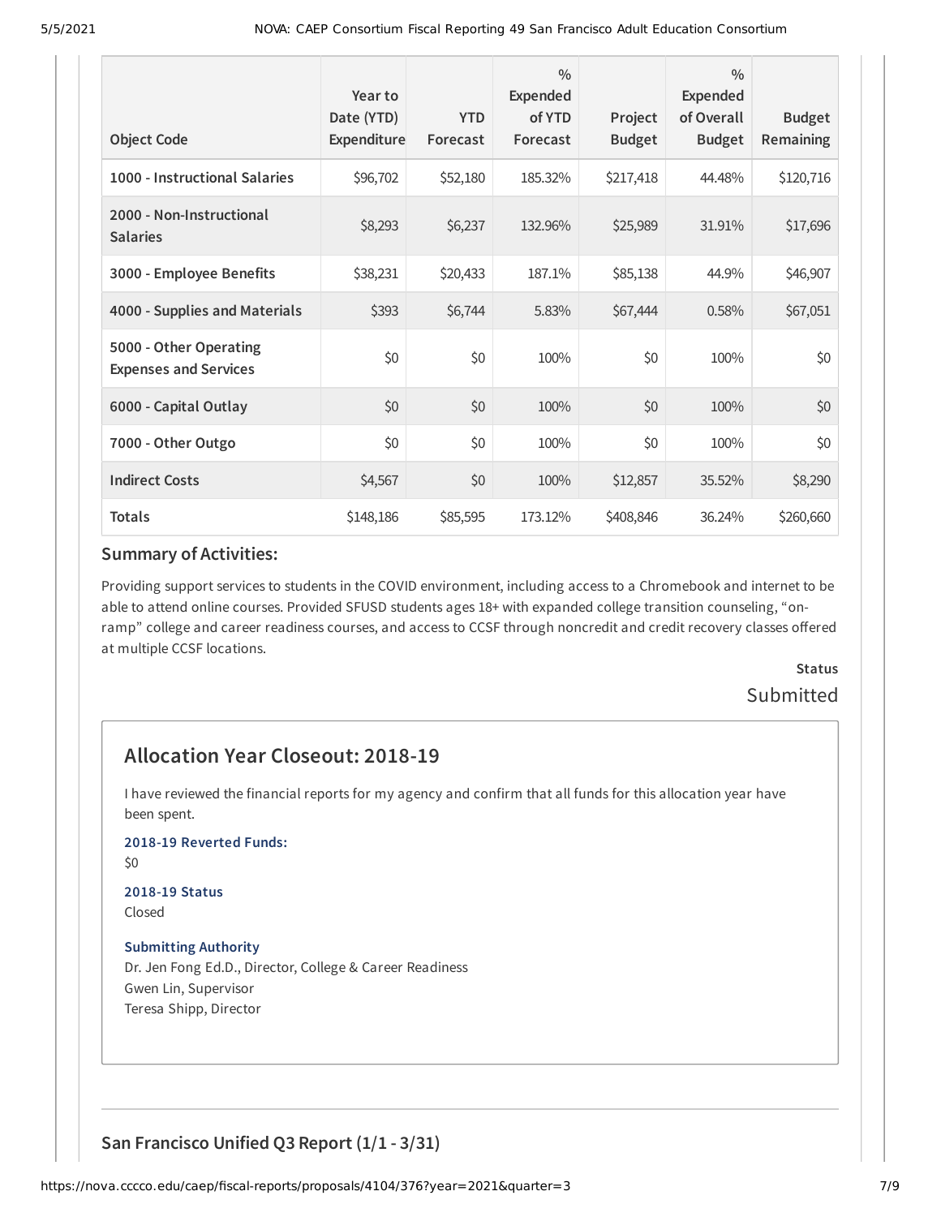| Object Code | Year to Date (YTD) Expenditure | YTD Forecast | % Expended of YTD Forecast | Project Budget | % Expended of Overall Budget | Budget Remaining |
|---|---|---|---|---|---|---|
| 1000 - Instructional Salaries | $96,702 | $52,180 | 185.32% | $217,418 | 44.48% | $120,716 |
| 2000 - Non-Instructional Salaries | $8,293 | $6,237 | 132.96% | $25,989 | 31.91% | $17,696 |
| 3000 - Employee Benefits | $38,231 | $20,433 | 187.1% | $85,138 | 44.9% | $46,907 |
| 4000 - Supplies and Materials | $393 | $6,744 | 5.83% | $67,444 | 0.58% | $67,051 |
| 5000 - Other Operating Expenses and Services | $0 | $0 | 100% | $0 | 100% | $0 |
| 6000 - Capital Outlay | $0 | $0 | 100% | $0 | 100% | $0 |
| 7000 - Other Outgo | $0 | $0 | 100% | $0 | 100% | $0 |
| Indirect Costs | $4,567 | $0 | 100% | $12,857 | 35.52% | $8,290 |
| Totals | $148,186 | $85,595 | 173.12% | $408,846 | 36.24% | $260,660 |

### Summary of Activities:

Providing support services to students in the COVID environment, including access to a Chromebook and internet to be able to attend online courses. Provided SFUSD students ages 18+ with expanded college transition counseling, "on-ramp" college and career readiness courses, and access to CCSF through noncredit and credit recovery classes offered at multiple CCSF locations.

**Status**

Submitted

## Allocation Year Closeout: 2018-19

I have reviewed the financial reports for my agency and confirm that all funds for this allocation year have been spent.

**2018-19 Reverted Funds:**

$0

**2018-19 Status**

Closed

**Submitting Authority**

Dr. Jen Fong Ed.D., Director, College & Career Readiness
Gwen Lin, Supervisor
Teresa Shipp, Director

## San Francisco Unified Q3 Report (1/1 - 3/31)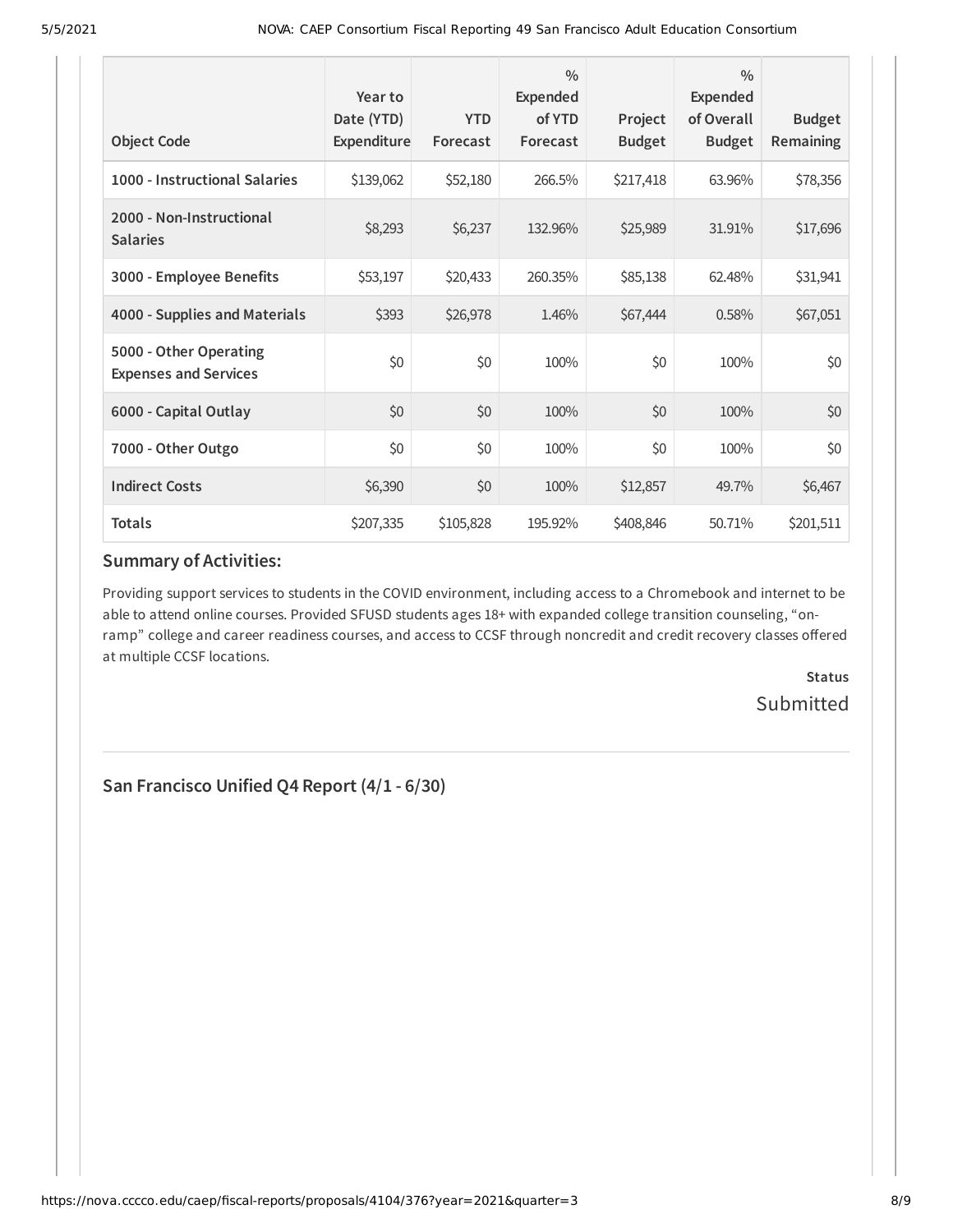| Object Code | Year to Date (YTD) Expenditure | YTD Forecast | % Expended of YTD Forecast | Project Budget | % Expended of Overall Budget | Budget Remaining |
|---|---|---|---|---|---|---|
| **1000 - Instructional Salaries** | $139,062 | $52,180 | 266.5% | $217,418 | 63.96% | $78,356 |
| **2000 - Non-Instructional Salaries** | $8,293 | $6,237 | 132.96% | $25,989 | 31.91% | $17,696 |
| **3000 - Employee Benefits** | $53,197 | $20,433 | 260.35% | $85,138 | 62.48% | $31,941 |
| **4000 - Supplies and Materials** | $393 | $26,978 | 1.46% | $67,444 | 0.58% | $67,051 |
| **5000 - Other Operating Expenses and Services** | $0 | $0 | 100% | $0 | 100% | $0 |
| **6000 - Capital Outlay** | $0 | $0 | 100% | $0 | 100% | $0 |
| **7000 - Other Outgo** | $0 | $0 | 100% | $0 | 100% | $0 |
| **Indirect Costs** | $6,390 | $0 | 100% | $12,857 | 49.7% | $6,467 |
| **Totals** | $207,335 | $105,828 | 195.92% | $408,846 | 50.71% | $201,511 |

## Summary of Activities:

Providing support services to students in the COVID environment, including access to a Chromebook and internet to be able to attend online courses. Provided SFUSD students ages 18+ with expanded college transition counseling, "on-ramp" college and career readiness courses, and access to CCSF through noncredit and credit recovery classes offered at multiple CCSF locations.

**Status**

Submitted

## San Francisco Unified Q4 Report (4/1 - 6/30)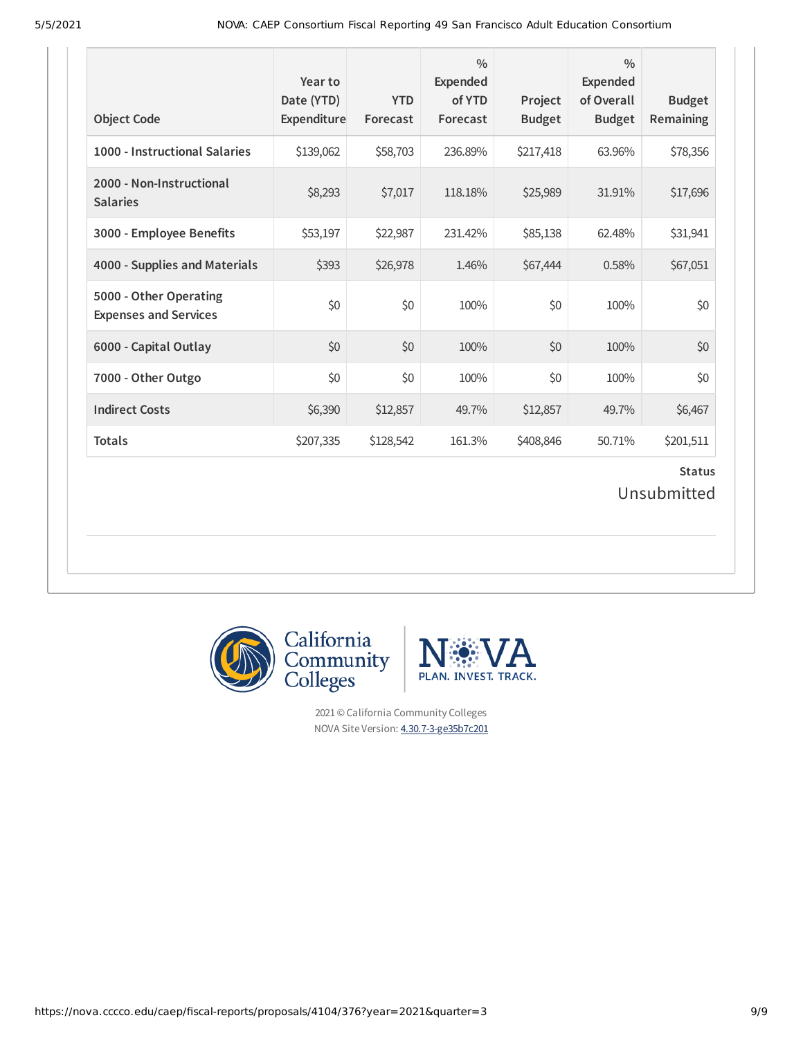| Object Code | Year to Date (YTD) Expenditure | YTD Forecast | % Expended of YTD Forecast | Project Budget | % Expended of Overall Budget | Budget Remaining |
|---|---|---|---|---|---|---|
| 1000 - Instructional Salaries | $139,062 | $58,703 | 236.89% | $217,418 | 63.96% | $78,356 |
| 2000 - Non-Instructional Salaries | $8,293 | $7,017 | 118.18% | $25,989 | 31.91% | $17,696 |
| 3000 - Employee Benefits | $53,197 | $22,987 | 231.42% | $85,138 | 62.48% | $31,941 |
| 4000 - Supplies and Materials | $393 | $26,978 | 1.46% | $67,444 | 0.58% | $67,051 |
| 5000 - Other Operating Expenses and Services | $0 | $0 | 100% | $0 | 100% | $0 |
| 6000 - Capital Outlay | $0 | $0 | 100% | $0 | 100% | $0 |
| 7000 - Other Outgo | $0 | $0 | 100% | $0 | 100% | $0 |
| Indirect Costs | $6,390 | $12,857 | 49.7% | $12,857 | 49.7% | $6,467 |
| Totals | $207,335 | $128,542 | 161.3% | $408,846 | 50.71% | $201,511 |

**Status**

Unsubmitted

2021 © California Community Colleges
NOVA Site Version: 4.30.7-3-ge35b7c201